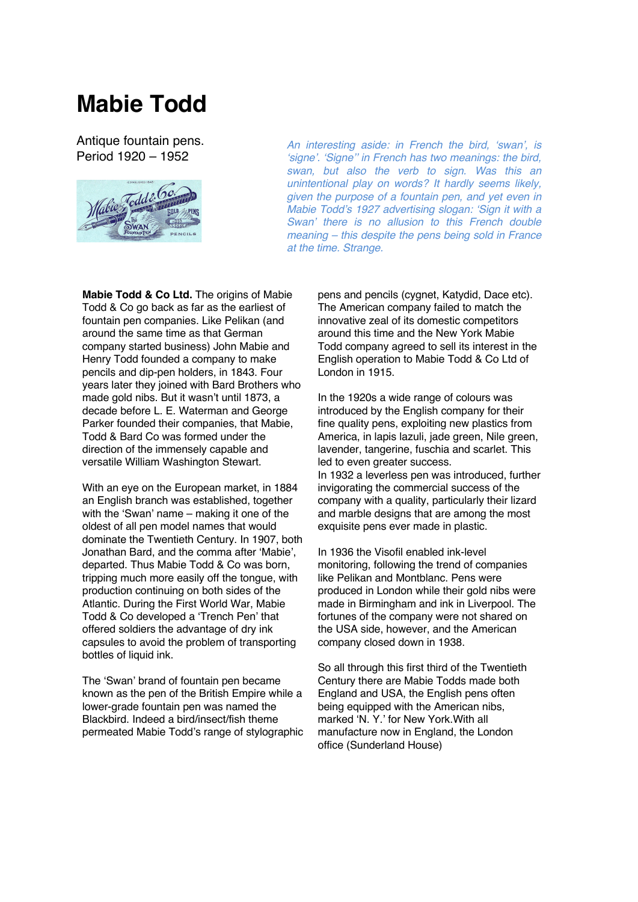# Mabie Todd

Antique fountain pens.
Period 1920 – 1952

*An interesting aside: in French the bird, 'swan', is 'signe'. 'Signe'' in French has two meanings: the bird, swan, but also the verb to sign. Was this an unintentional play on words? It hardly seems likely, given the purpose of a fountain pen, and yet even in Mabie Todd's 1927 advertising slogan: 'Sign it with a Swan' there is no allusion to this French double meaning – this despite the pens being sold in France at the time. Strange.*

**Mabie Todd & Co Ltd.** The origins of Mabie Todd & Co go back as far as the earliest of fountain pen companies. Like Pelikan (and around the same time as that German company started business) John Mabie and Henry Todd founded a company to make pencils and dip-pen holders, in 1843. Four years later they joined with Bard Brothers who made gold nibs. But it wasn't until 1873, a decade before L. E. Waterman and George Parker founded their companies, that Mabie, Todd & Bard Co was formed under the direction of the immensely capable and versatile William Washington Stewart.

With an eye on the European market, in 1884 an English branch was established, together with the 'Swan' name – making it one of the oldest of all pen model names that would dominate the Twentieth Century. In 1907, both Jonathan Bard, and the comma after 'Mabie', departed. Thus Mabie Todd & Co was born, tripping much more easily off the tongue, with production continuing on both sides of the Atlantic. During the First World War, Mabie Todd & Co developed a 'Trench Pen' that offered soldiers the advantage of dry ink capsules to avoid the problem of transporting bottles of liquid ink.

The 'Swan' brand of fountain pen became known as the pen of the British Empire while a lower-grade fountain pen was named the Blackbird. Indeed a bird/insect/fish theme permeated Mabie Todd's range of stylographic pens and pencils (cygnet, Katydid, Dace etc). The American company failed to match the innovative zeal of its domestic competitors around this time and the New York Mabie Todd company agreed to sell its interest in the English operation to Mabie Todd & Co Ltd of London in 1915.

In the 1920s a wide range of colours was introduced by the English company for their fine quality pens, exploiting new plastics from America, in lapis lazuli, jade green, Nile green, lavender, tangerine, fuschia and scarlet. This led to even greater success.
In 1932 a leverless pen was introduced, further invigorating the commercial success of the company with a quality, particularly their lizard and marble designs that are among the most exquisite pens ever made in plastic.

In 1936 the Visofil enabled ink-level monitoring, following the trend of companies like Pelikan and Montblanc. Pens were produced in London while their gold nibs were made in Birmingham and ink in Liverpool. The fortunes of the company were not shared on the USA side, however, and the American company closed down in 1938.

So all through this first third of the Twentieth Century there are Mabie Todds made both England and USA, the English pens often being equipped with the American nibs, marked 'N. Y.' for New York.With all manufacture now in England, the London office (Sunderland House)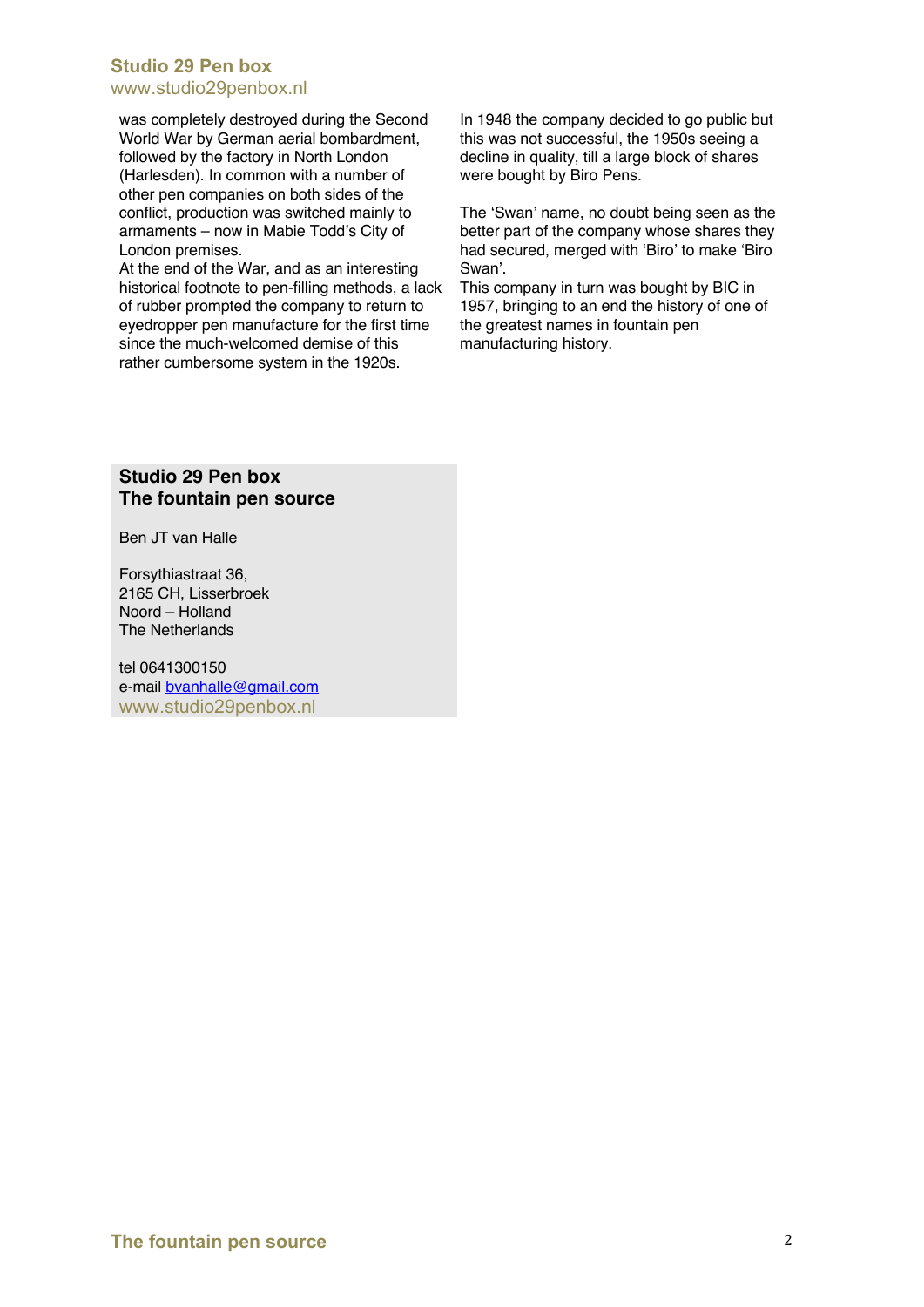was completely destroyed during the Second World War by German aerial bombardment, followed by the factory in North London (Harlesden). In common with a number of other pen companies on both sides of the conflict, production was switched mainly to armaments – now in Mabie Todd's City of London premises.
At the end of the War, and as an interesting historical footnote to pen-filling methods, a lack of rubber prompted the company to return to eyedropper pen manufacture for the first time since the much-welcomed demise of this rather cumbersome system in the 1920s.

In 1948 the company decided to go public but this was not successful, the 1950s seeing a decline in quality, till a large block of shares were bought by Biro Pens.

The 'Swan' name, no doubt being seen as the better part of the company whose shares they had secured, merged with 'Biro' to make 'Biro Swan'.
This company in turn was bought by BIC in 1957, bringing to an end the history of one of the greatest names in fountain pen manufacturing history.

**Studio 29 Pen box**
**The fountain pen source**

Ben JT van Halle

Forsythiastraat 36,
2165 CH, Lisserbroek
Noord – Holland
The Netherlands

tel 0641300150
e-mail bvanhalle@gmail.com
www.studio29penbox.nl